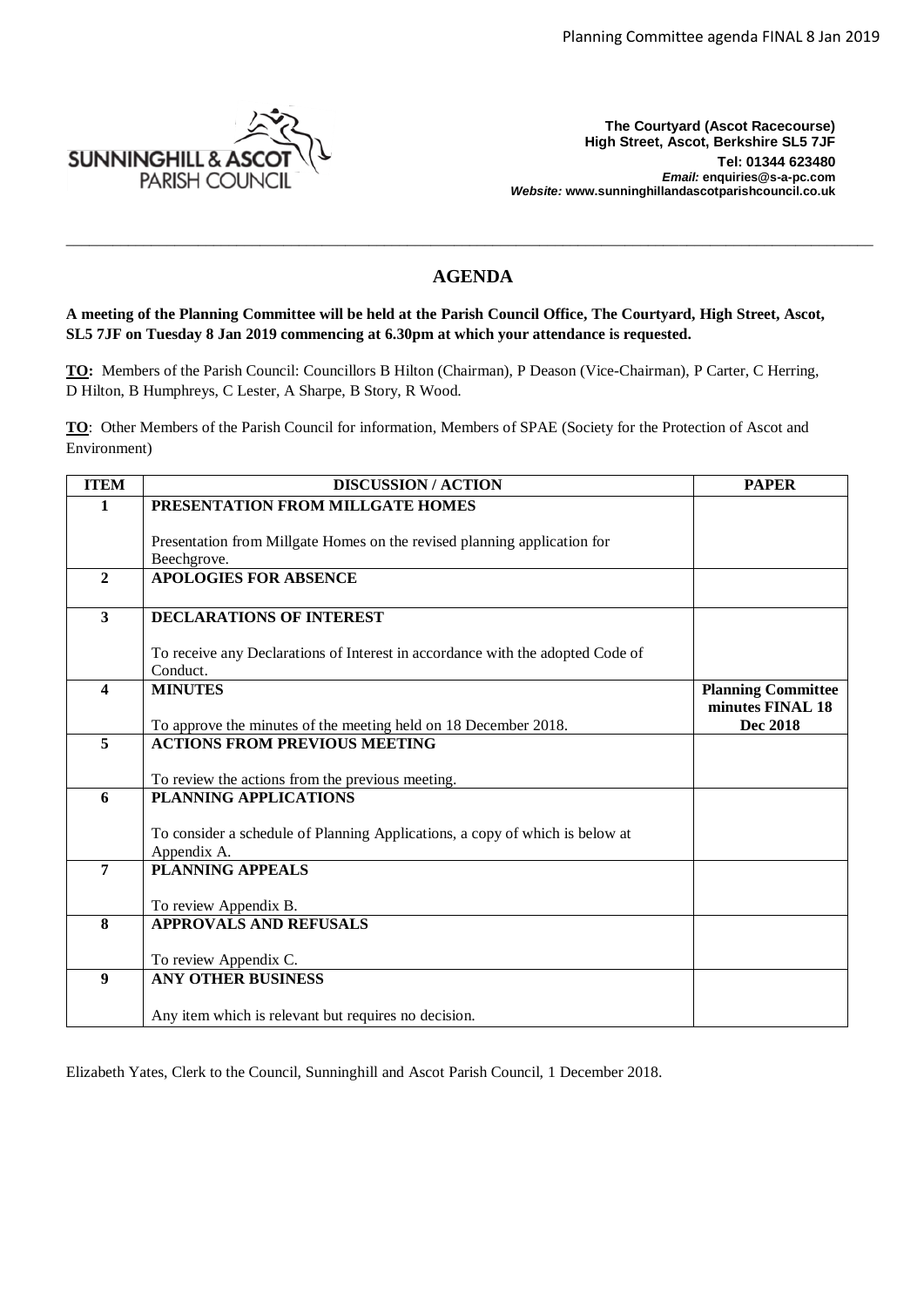SUNNINGHILL & ASCOT PARISH COUNCIL

**The Courtyard (Ascot Racecourse)**
**High Street, Ascot, Berkshire SL5 7JF**
**Tel: 01344 623480**
***Email:* enquiries@s-a-pc.com**
***Website:* www.sunninghillandascotparishcouncil.co.uk**

---

# AGENDA

**A meeting of the Planning Committee will be held at the Parish Council Office, The Courtyard, High Street, Ascot, SL5 7JF on Tuesday 8 Jan 2019 commencing at 6.30pm at which your attendance is requested.**

**TO:** Members of the Parish Council: Councillors B Hilton (Chairman), P Deason (Vice-Chairman), P Carter, C Herring, D Hilton, B Humphreys, C Lester, A Sharpe, B Story, R Wood.

**TO**: Other Members of the Parish Council for information, Members of SPAE (Society for the Protection of Ascot and Environment)

| ITEM | DISCUSSION / ACTION | PAPER |
|---|---|---|
| **1** | **PRESENTATION FROM MILLGATE HOMES**<br><br>Presentation from Millgate Homes on the revised planning application for Beechgrove. | |
| **2** | **APOLOGIES FOR ABSENCE** | |
| **3** | **DECLARATIONS OF INTEREST**<br><br>To receive any Declarations of Interest in accordance with the adopted Code of Conduct. | |
| **4** | **MINUTES**<br><br>To approve the minutes of the meeting held on 18 December 2018. | **Planning Committee minutes FINAL 18 Dec 2018** |
| **5** | **ACTIONS FROM PREVIOUS MEETING**<br><br>To review the actions from the previous meeting. | |
| **6** | **PLANNING APPLICATIONS**<br><br>To consider a schedule of Planning Applications, a copy of which is below at Appendix A. | |
| **7** | **PLANNING APPEALS**<br><br>To review Appendix B. | |
| **8** | **APPROVALS AND REFUSALS**<br><br>To review Appendix C. | |
| **9** | **ANY OTHER BUSINESS**<br><br>Any item which is relevant but requires no decision. | |

Elizabeth Yates, Clerk to the Council, Sunninghill and Ascot Parish Council, 1 December 2018.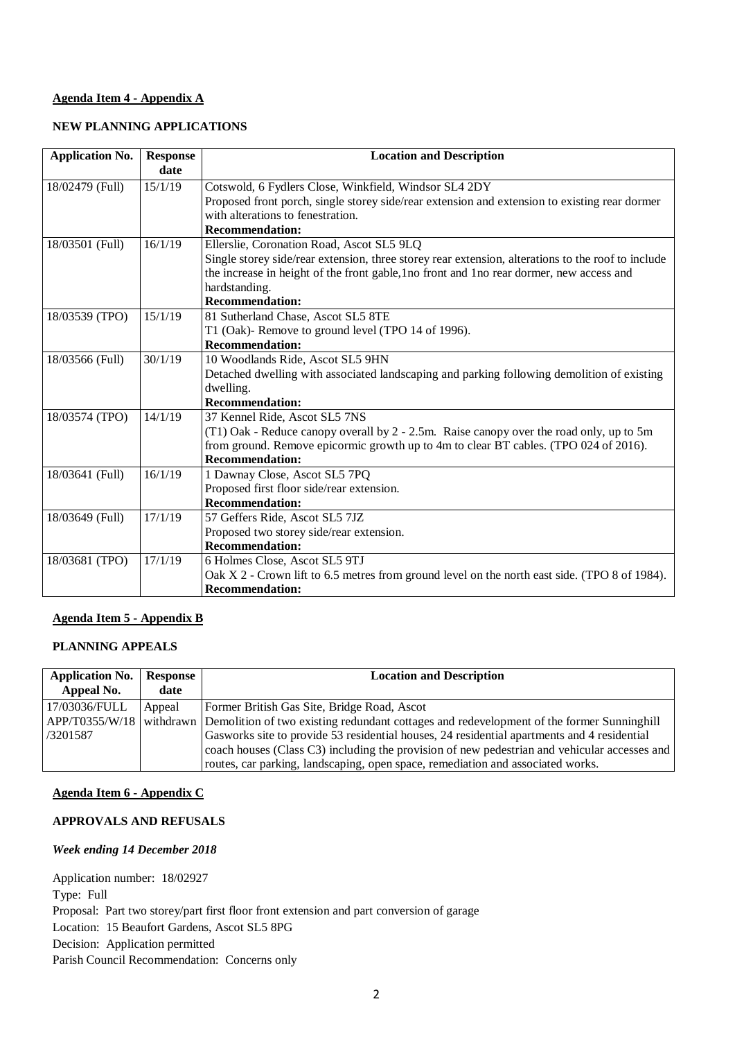**Agenda Item 4 - Appendix A**

**NEW PLANNING APPLICATIONS**

| Application No. | Response date | Location and Description |
|---|---|---|
| 18/02479 (Full) | 15/1/19 | Cotswold, 6 Fydlers Close, Winkfield, Windsor SL4 2DY<br>Proposed front porch, single storey side/rear extension and extension to existing rear dormer with alterations to fenestration.<br>**Recommendation:** |
| 18/03501 (Full) | 16/1/19 | Ellerslie, Coronation Road, Ascot SL5 9LQ<br>Single storey side/rear extension, three storey rear extension, alterations to the roof to include the increase in height of the front gable,1no front and 1no rear dormer, new access and hardstanding.<br>**Recommendation:** |
| 18/03539 (TPO) | 15/1/19 | 81 Sutherland Chase, Ascot SL5 8TE<br>T1 (Oak)- Remove to ground level (TPO 14 of 1996).<br>**Recommendation:** |
| 18/03566 (Full) | 30/1/19 | 10 Woodlands Ride, Ascot SL5 9HN<br>Detached dwelling with associated landscaping and parking following demolition of existing dwelling.<br>**Recommendation:** |
| 18/03574 (TPO) | 14/1/19 | 37 Kennel Ride, Ascot SL5 7NS<br>(T1) Oak - Reduce canopy overall by 2 - 2.5m. Raise canopy over the road only, up to 5m from ground. Remove epicormic growth up to 4m to clear BT cables. (TPO 024 of 2016).<br>**Recommendation:** |
| 18/03641 (Full) | 16/1/19 | 1 Dawnay Close, Ascot SL5 7PQ<br>Proposed first floor side/rear extension.<br>**Recommendation:** |
| 18/03649 (Full) | 17/1/19 | 57 Geffers Ride, Ascot SL5 7JZ<br>Proposed two storey side/rear extension.<br>**Recommendation:** |
| 18/03681 (TPO) | 17/1/19 | 6 Holmes Close, Ascot SL5 9TJ<br>Oak X 2 - Crown lift to 6.5 metres from ground level on the north east side. (TPO 8 of 1984).<br>**Recommendation:** |

**Agenda Item 5 - Appendix B**

**PLANNING APPEALS**

| Application No. Appeal No. | Response date | Location and Description |
|---|---|---|
| 17/03036/FULL APP/T0355/W/18 /3201587 | Appeal withdrawn | Former British Gas Site, Bridge Road, Ascot<br>Demolition of two existing redundant cottages and redevelopment of the former Sunninghill Gasworks site to provide 53 residential houses, 24 residential apartments and 4 residential coach houses (Class C3) including the provision of new pedestrian and vehicular accesses and routes, car parking, landscaping, open space, remediation and associated works. |

**Agenda Item 6 - Appendix C**

**APPROVALS AND REFUSALS**

***Week ending 14 December 2018***

Application number: 18/02927
Type: Full
Proposal: Part two storey/part first floor front extension and part conversion of garage
Location: 15 Beaufort Gardens, Ascot SL5 8PG
Decision: Application permitted
Parish Council Recommendation: Concerns only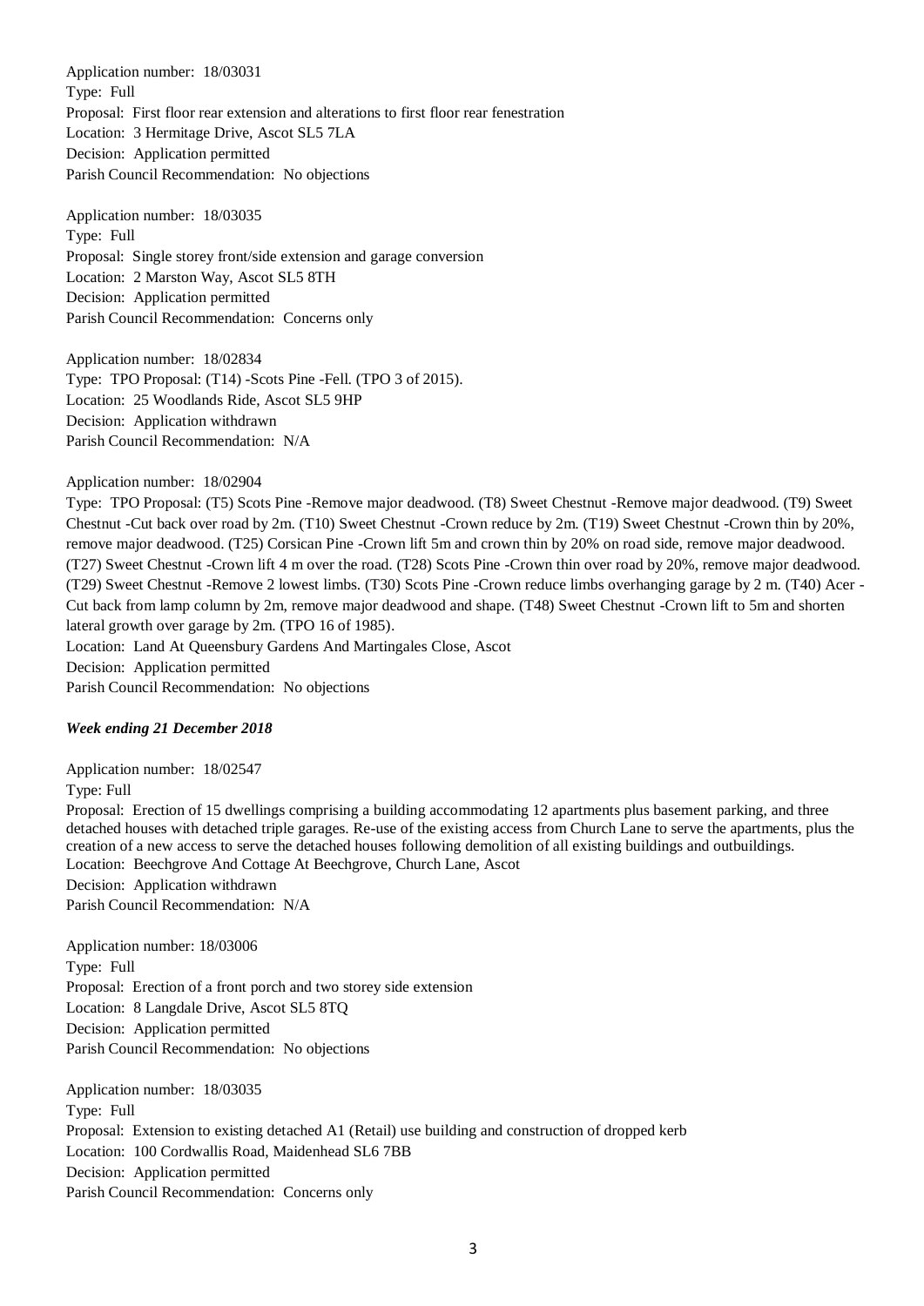Application number: 18/03031  
Type: Full  
Proposal: First floor rear extension and alterations to first floor rear fenestration  
Location: 3 Hermitage Drive, Ascot SL5 7LA  
Decision: Application permitted  
Parish Council Recommendation: No objections

Application number: 18/03035  
Type: Full  
Proposal: Single storey front/side extension and garage conversion  
Location: 2 Marston Way, Ascot SL5 8TH  
Decision: Application permitted  
Parish Council Recommendation: Concerns only

Application number: 18/02834  
Type: TPO Proposal: (T14) -Scots Pine -Fell. (TPO 3 of 2015).  
Location: 25 Woodlands Ride, Ascot SL5 9HP  
Decision: Application withdrawn  
Parish Council Recommendation: N/A

Application number: 18/02904  
Type: TPO Proposal: (T5) Scots Pine -Remove major deadwood. (T8) Sweet Chestnut -Remove major deadwood. (T9) Sweet Chestnut -Cut back over road by 2m. (T10) Sweet Chestnut -Crown reduce by 2m. (T19) Sweet Chestnut -Crown thin by 20%, remove major deadwood. (T25) Corsican Pine -Crown lift 5m and crown thin by 20% on road side, remove major deadwood. (T27) Sweet Chestnut -Crown lift 4 m over the road. (T28) Scots Pine -Crown thin over road by 20%, remove major deadwood. (T29) Sweet Chestnut -Remove 2 lowest limbs. (T30) Scots Pine -Crown reduce limbs overhanging garage by 2 m. (T40) Acer -Cut back from lamp column by 2m, remove major deadwood and shape. (T48) Sweet Chestnut -Crown lift to 5m and shorten lateral growth over garage by 2m. (TPO 16 of 1985).  
Location: Land At Queensbury Gardens And Martingales Close, Ascot  
Decision: Application permitted  
Parish Council Recommendation: No objections

***Week ending 21 December 2018***

Application number: 18/02547  
Type: Full  
Proposal: Erection of 15 dwellings comprising a building accommodating 12 apartments plus basement parking, and three detached houses with detached triple garages. Re-use of the existing access from Church Lane to serve the apartments, plus the creation of a new access to serve the detached houses following demolition of all existing buildings and outbuildings.  
Location: Beechgrove And Cottage At Beechgrove, Church Lane, Ascot  
Decision: Application withdrawn  
Parish Council Recommendation: N/A

Application number: 18/03006  
Type: Full  
Proposal: Erection of a front porch and two storey side extension  
Location: 8 Langdale Drive, Ascot SL5 8TQ  
Decision: Application permitted  
Parish Council Recommendation: No objections

Application number: 18/03035  
Type: Full  
Proposal: Extension to existing detached A1 (Retail) use building and construction of dropped kerb  
Location: 100 Cordwallis Road, Maidenhead SL6 7BB  
Decision: Application permitted  
Parish Council Recommendation: Concerns only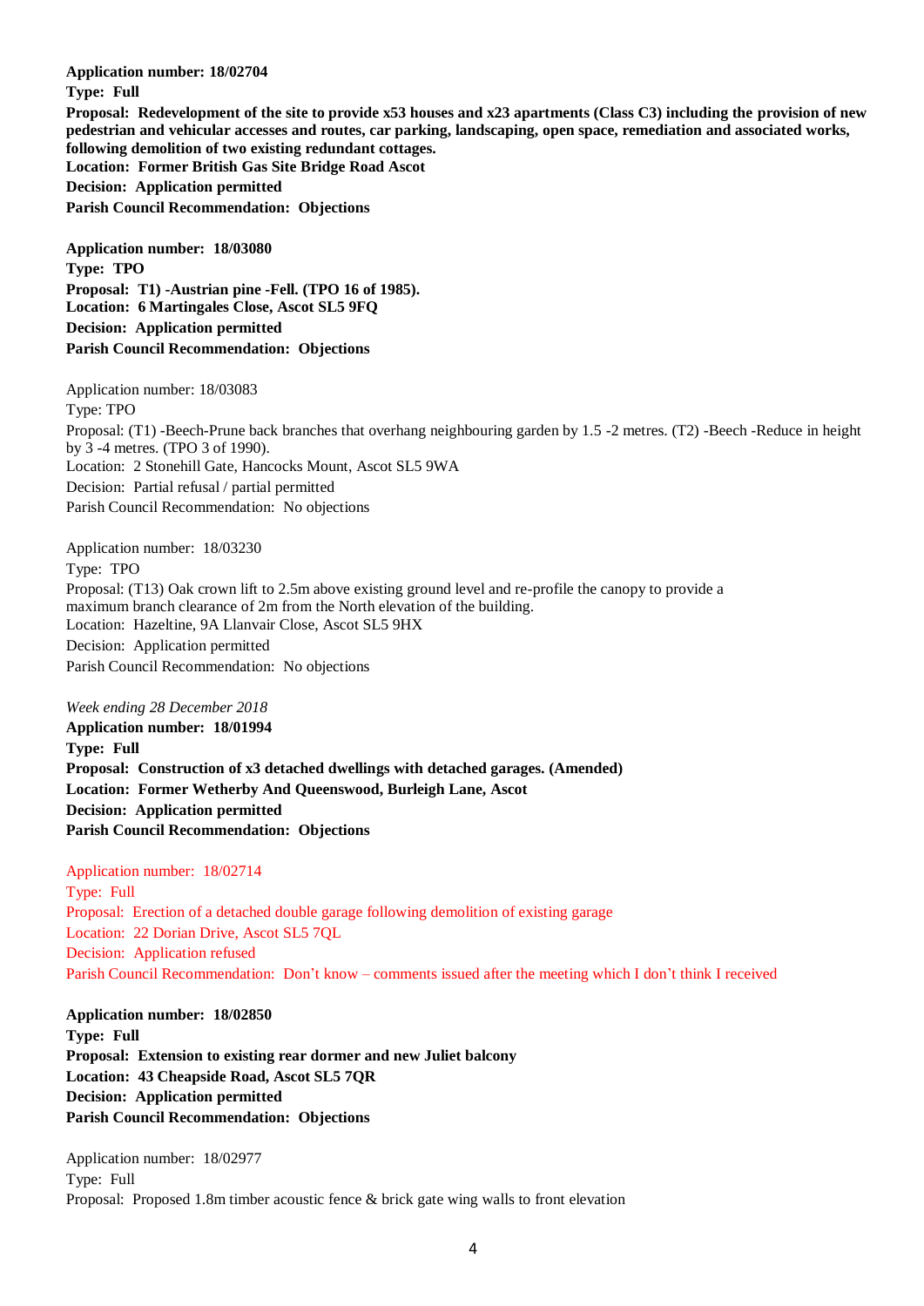**Application number: 18/02704**
**Type: Full**
**Proposal: Redevelopment of the site to provide x53 houses and x23 apartments (Class C3) including the provision of new pedestrian and vehicular accesses and routes, car parking, landscaping, open space, remediation and associated works, following demolition of two existing redundant cottages.**
**Location: Former British Gas Site Bridge Road Ascot**
**Decision: Application permitted**
**Parish Council Recommendation: Objections**

**Application number: 18/03080**
**Type: TPO**
**Proposal: T1) -Austrian pine -Fell. (TPO 16 of 1985).**
**Location: 6 Martingales Close, Ascot SL5 9FQ**
**Decision: Application permitted**
**Parish Council Recommendation: Objections**

Application number: 18/03083
Type: TPO
Proposal: (T1) -Beech-Prune back branches that overhang neighbouring garden by 1.5 -2 metres. (T2) -Beech -Reduce in height by 3 -4 metres. (TPO 3 of 1990).
Location: 2 Stonehill Gate, Hancocks Mount, Ascot SL5 9WA
Decision: Partial refusal / partial permitted
Parish Council Recommendation: No objections

Application number: 18/03230
Type: TPO
Proposal: (T13) Oak crown lift to 2.5m above existing ground level and re-profile the canopy to provide a maximum branch clearance of 2m from the North elevation of the building.
Location: Hazeltine, 9A Llanvair Close, Ascot SL5 9HX
Decision: Application permitted
Parish Council Recommendation: No objections

*Week ending 28 December 2018*

**Application number: 18/01994**
**Type: Full**
**Proposal: Construction of x3 detached dwellings with detached garages. (Amended)**
**Location: Former Wetherby And Queenswood, Burleigh Lane, Ascot**
**Decision: Application permitted**
**Parish Council Recommendation: Objections**

Application number: 18/02714
Type: Full
Proposal: Erection of a detached double garage following demolition of existing garage
Location: 22 Dorian Drive, Ascot SL5 7QL
Decision: Application refused
Parish Council Recommendation: Don't know – comments issued after the meeting which I don't think I received

**Application number: 18/02850**
**Type: Full**
**Proposal: Extension to existing rear dormer and new Juliet balcony**
**Location: 43 Cheapside Road, Ascot SL5 7QR**
**Decision: Application permitted**
**Parish Council Recommendation: Objections**

Application number: 18/02977
Type: Full
Proposal: Proposed 1.8m timber acoustic fence & brick gate wing walls to front elevation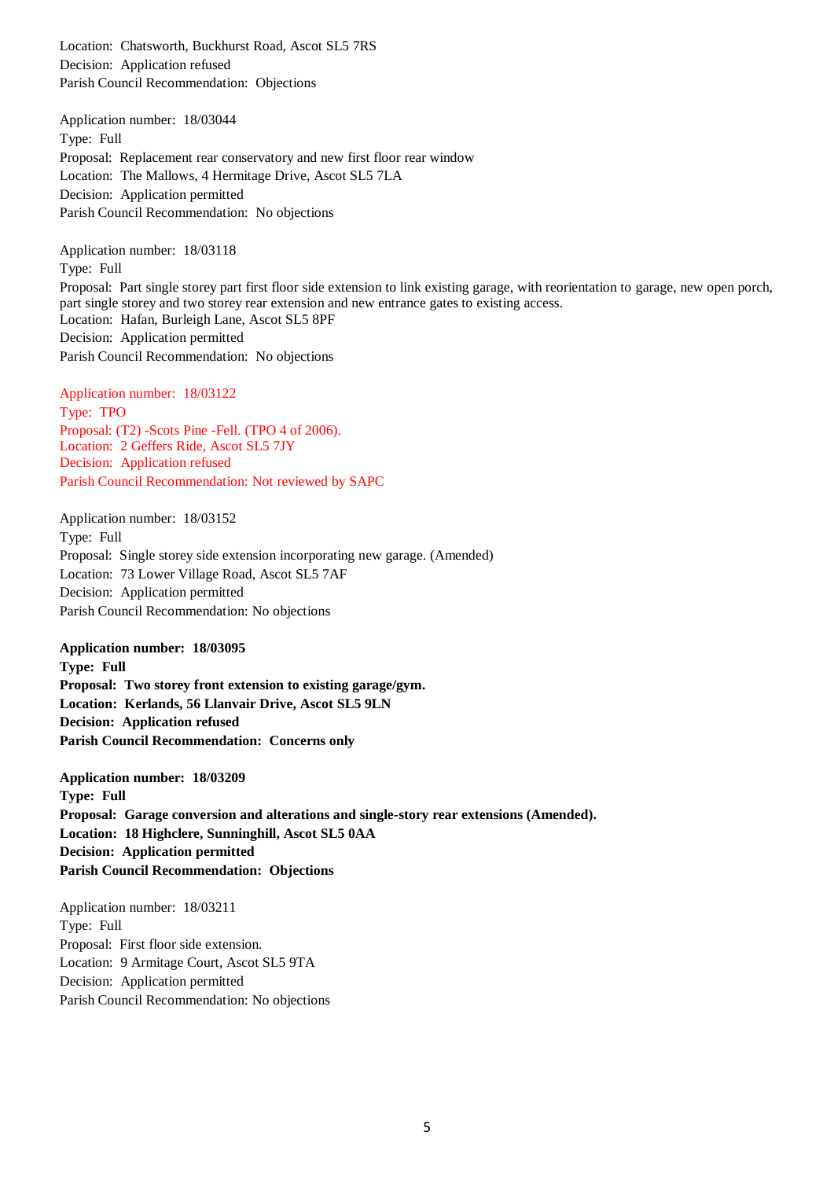Location: Chatsworth, Buckhurst Road, Ascot SL5 7RS
Decision: Application refused
Parish Council Recommendation: Objections

Application number: 18/03044
Type: Full
Proposal: Replacement rear conservatory and new first floor rear window
Location: The Mallows, 4 Hermitage Drive, Ascot SL5 7LA
Decision: Application permitted
Parish Council Recommendation: No objections

Application number: 18/03118
Type: Full
Proposal: Part single storey part first floor side extension to link existing garage, with reorientation to garage, new open porch, part single storey and two storey rear extension and new entrance gates to existing access.
Location: Hafan, Burleigh Lane, Ascot SL5 8PF
Decision: Application permitted
Parish Council Recommendation: No objections

Application number: 18/03122
Type: TPO
Proposal: (T2) -Scots Pine -Fell. (TPO 4 of 2006).
Location: 2 Geffers Ride, Ascot SL5 7JY
Decision: Application refused
Parish Council Recommendation: Not reviewed by SAPC

Application number: 18/03152
Type: Full
Proposal: Single storey side extension incorporating new garage. (Amended)
Location: 73 Lower Village Road, Ascot SL5 7AF
Decision: Application permitted
Parish Council Recommendation: No objections

**Application number: 18/03095**
**Type: Full**
**Proposal: Two storey front extension to existing garage/gym.**
**Location: Kerlands, 56 Llanvair Drive, Ascot SL5 9LN**
**Decision: Application refused**
**Parish Council Recommendation: Concerns only**

**Application number: 18/03209**
**Type: Full**
**Proposal: Garage conversion and alterations and single-story rear extensions (Amended).**
**Location: 18 Highclere, Sunninghill, Ascot SL5 0AA**
**Decision: Application permitted**
**Parish Council Recommendation: Objections**

Application number: 18/03211
Type: Full
Proposal: First floor side extension.
Location: 9 Armitage Court, Ascot SL5 9TA
Decision: Application permitted
Parish Council Recommendation: No objections